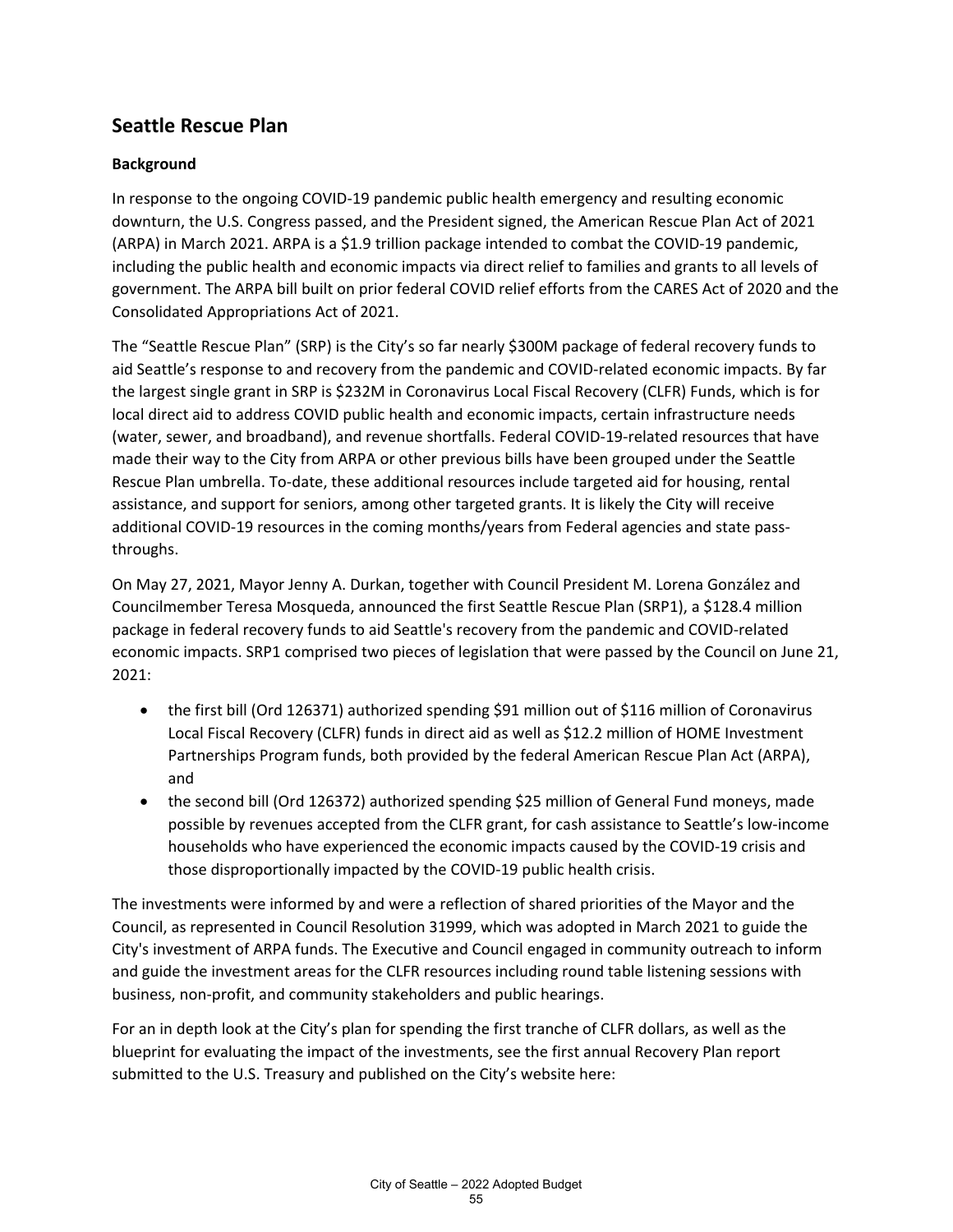## Seattle Rescue Plan

### Background

In response to the ongoing COVID-19 pandemic public health emergency and resulting economic downturn, the U.S. Congress passed, and the President signed, the American Rescue Plan Act of 2021 (ARPA) in March 2021. ARPA is a $1.9 trillion package intended to combat the COVID-19 pandemic, including the public health and economic impacts via direct relief to families and grants to all levels of government. The ARPA bill built on prior federal COVID relief efforts from the CARES Act of 2020 and the Consolidated Appropriations Act of 2021.

The "Seattle Rescue Plan" (SRP) is the City's so far nearly $300M package of federal recovery funds to aid Seattle's response to and recovery from the pandemic and COVID-related economic impacts. By far the largest single grant in SRP is $232M in Coronavirus Local Fiscal Recovery (CLFR) Funds, which is for local direct aid to address COVID public health and economic impacts, certain infrastructure needs (water, sewer, and broadband), and revenue shortfalls. Federal COVID-19-related resources that have made their way to the City from ARPA or other previous bills have been grouped under the Seattle Rescue Plan umbrella. To-date, these additional resources include targeted aid for housing, rental assistance, and support for seniors, among other targeted grants. It is likely the City will receive additional COVID-19 resources in the coming months/years from Federal agencies and state pass-throughs.

On May 27, 2021, Mayor Jenny A. Durkan, together with Council President M. Lorena González and Councilmember Teresa Mosqueda, announced the first Seattle Rescue Plan (SRP1), a $128.4 million package in federal recovery funds to aid Seattle's recovery from the pandemic and COVID-related economic impacts. SRP1 comprised two pieces of legislation that were passed by the Council on June 21, 2021:

- the first bill (Ord 126371) authorized spending $91 million out of $116 million of Coronavirus Local Fiscal Recovery (CLFR) funds in direct aid as well as $12.2 million of HOME Investment Partnerships Program funds, both provided by the federal American Rescue Plan Act (ARPA), and
- the second bill (Ord 126372) authorized spending $25 million of General Fund moneys, made possible by revenues accepted from the CLFR grant, for cash assistance to Seattle's low-income households who have experienced the economic impacts caused by the COVID-19 crisis and those disproportionally impacted by the COVID-19 public health crisis.

The investments were informed by and were a reflection of shared priorities of the Mayor and the Council, as represented in Council Resolution 31999, which was adopted in March 2021 to guide the City's investment of ARPA funds. The Executive and Council engaged in community outreach to inform and guide the investment areas for the CLFR resources including round table listening sessions with business, non-profit, and community stakeholders and public hearings.

For an in depth look at the City's plan for spending the first tranche of CLFR dollars, as well as the blueprint for evaluating the impact of the investments, see the first annual Recovery Plan report submitted to the U.S. Treasury and published on the City's website here: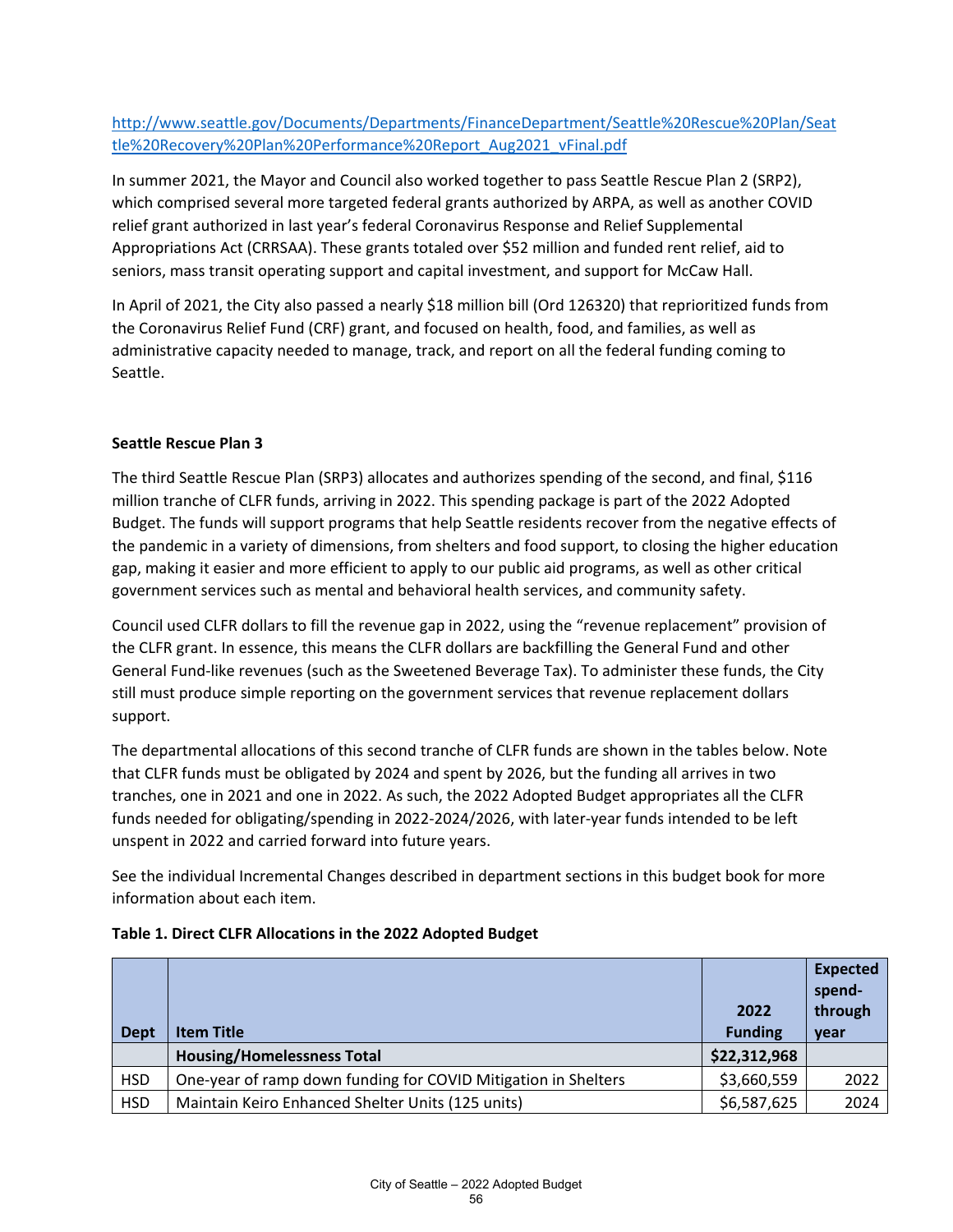http://www.seattle.gov/Documents/Departments/FinanceDepartment/Seattle%20Rescue%20Plan/Seattle%20Recovery%20Plan%20Performance%20Report_Aug2021_vFinal.pdf

In summer 2021, the Mayor and Council also worked together to pass Seattle Rescue Plan 2 (SRP2), which comprised several more targeted federal grants authorized by ARPA, as well as another COVID relief grant authorized in last year's federal Coronavirus Response and Relief Supplemental Appropriations Act (CRRSAA). These grants totaled over $52 million and funded rent relief, aid to seniors, mass transit operating support and capital investment, and support for McCaw Hall.

In April of 2021, the City also passed a nearly $18 million bill (Ord 126320) that reprioritized funds from the Coronavirus Relief Fund (CRF) grant, and focused on health, food, and families, as well as administrative capacity needed to manage, track, and report on all the federal funding coming to Seattle.

**Seattle Rescue Plan 3**

The third Seattle Rescue Plan (SRP3) allocates and authorizes spending of the second, and final, $116 million tranche of CLFR funds, arriving in 2022. This spending package is part of the 2022 Adopted Budget. The funds will support programs that help Seattle residents recover from the negative effects of the pandemic in a variety of dimensions, from shelters and food support, to closing the higher education gap, making it easier and more efficient to apply to our public aid programs, as well as other critical government services such as mental and behavioral health services, and community safety.

Council used CLFR dollars to fill the revenue gap in 2022, using the "revenue replacement" provision of the CLFR grant. In essence, this means the CLFR dollars are backfilling the General Fund and other General Fund-like revenues (such as the Sweetened Beverage Tax). To administer these funds, the City still must produce simple reporting on the government services that revenue replacement dollars support.

The departmental allocations of this second tranche of CLFR funds are shown in the tables below. Note that CLFR funds must be obligated by 2024 and spent by 2026, but the funding all arrives in two tranches, one in 2021 and one in 2022. As such, the 2022 Adopted Budget appropriates all the CLFR funds needed for obligating/spending in 2022-2024/2026, with later-year funds intended to be left unspent in 2022 and carried forward into future years.

See the individual Incremental Changes described in department sections in this budget book for more information about each item.

**Table 1. Direct CLFR Allocations in the 2022 Adopted Budget**

| Dept | Item Title | 2022 Funding | Expected spend-through year |
|---|---|---|---|
| | **Housing/Homelessness Total** | **$22,312,968** | |
| HSD | One-year of ramp down funding for COVID Mitigation in Shelters | $3,660,559 | 2022 |
| HSD | Maintain Keiro Enhanced Shelter Units (125 units) | $6,587,625 | 2024 |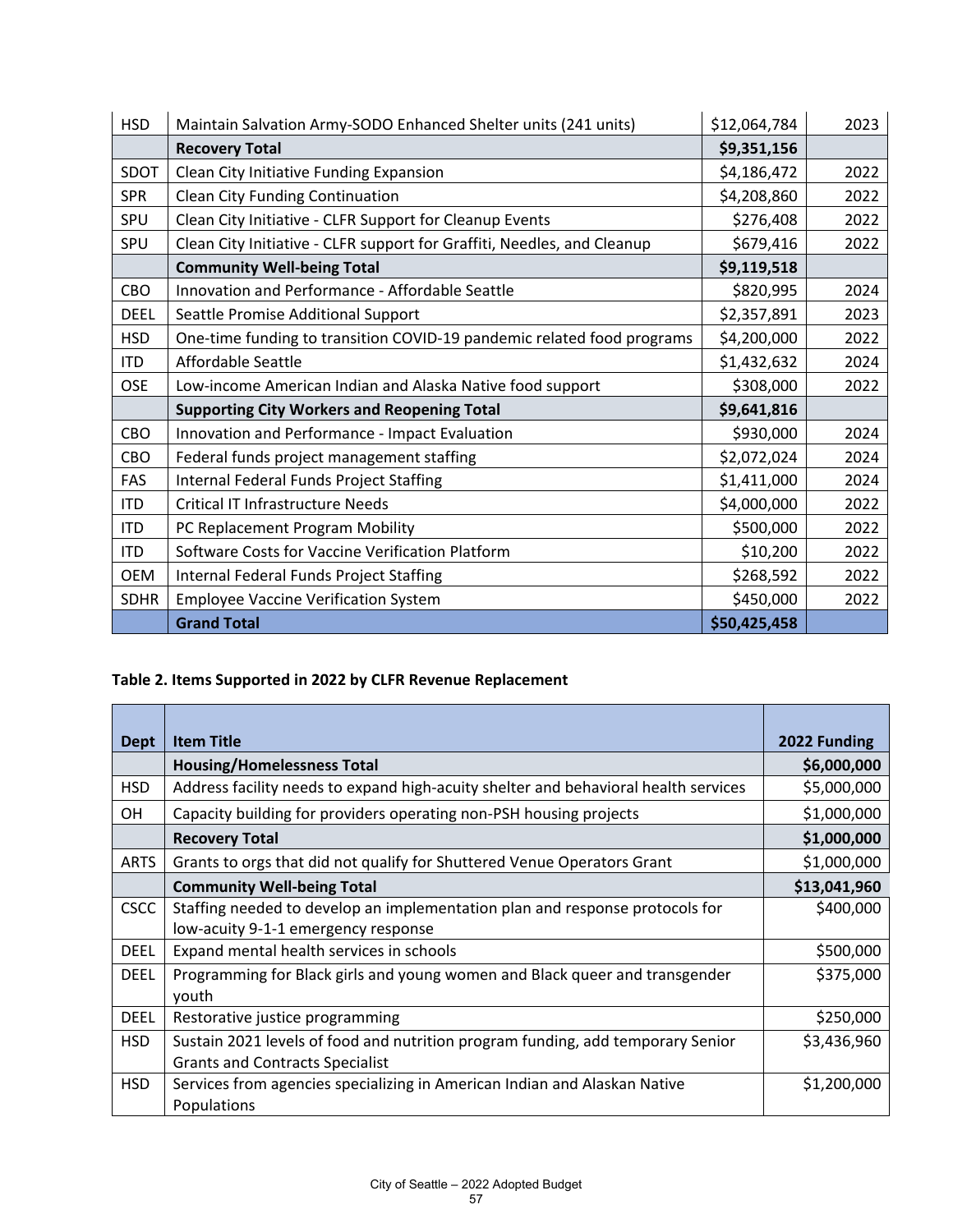| | | | |
|---|---|---|---|
| HSD | Maintain Salvation Army-SODO Enhanced Shelter units (241 units) | $12,064,784 | 2023 |
| | **Recovery Total** | **$9,351,156** | |
| SDOT | Clean City Initiative Funding Expansion | $4,186,472 | 2022 |
| SPR | Clean City Funding Continuation | $4,208,860 | 2022 |
| SPU | Clean City Initiative - CLFR Support for Cleanup Events | $276,408 | 2022 |
| SPU | Clean City Initiative - CLFR support for Graffiti, Needles, and Cleanup | $679,416 | 2022 |
| | **Community Well-being Total** | **$9,119,518** | |
| CBO | Innovation and Performance - Affordable Seattle | $820,995 | 2024 |
| DEEL | Seattle Promise Additional Support | $2,357,891 | 2023 |
| HSD | One-time funding to transition COVID-19 pandemic related food programs | $4,200,000 | 2022 |
| ITD | Affordable Seattle | $1,432,632 | 2024 |
| OSE | Low-income American Indian and Alaska Native food support | $308,000 | 2022 |
| | **Supporting City Workers and Reopening Total** | **$9,641,816** | |
| CBO | Innovation and Performance - Impact Evaluation | $930,000 | 2024 |
| CBO | Federal funds project management staffing | $2,072,024 | 2024 |
| FAS | Internal Federal Funds Project Staffing | $1,411,000 | 2024 |
| ITD | Critical IT Infrastructure Needs | $4,000,000 | 2022 |
| ITD | PC Replacement Program Mobility | $500,000 | 2022 |
| ITD | Software Costs for Vaccine Verification Platform | $10,200 | 2022 |
| OEM | Internal Federal Funds Project Staffing | $268,592 | 2022 |
| SDHR | Employee Vaccine Verification System | $450,000 | 2022 |
| | **Grand Total** | **$50,425,458** | |

**Table 2. Items Supported in 2022 by CLFR Revenue Replacement**

| Dept | Item Title | 2022 Funding |
|---|---|---|
| | **Housing/Homelessness Total** | **$6,000,000** |
| HSD | Address facility needs to expand high-acuity shelter and behavioral health services | $5,000,000 |
| OH | Capacity building for providers operating non-PSH housing projects | $1,000,000 |
| | **Recovery Total** | **$1,000,000** |
| ARTS | Grants to orgs that did not qualify for Shuttered Venue Operators Grant | $1,000,000 |
| | **Community Well-being Total** | **$13,041,960** |
| CSCC | Staffing needed to develop an implementation plan and response protocols for low-acuity 9-1-1 emergency response | $400,000 |
| DEEL | Expand mental health services in schools | $500,000 |
| DEEL | Programming for Black girls and young women and Black queer and transgender youth | $375,000 |
| DEEL | Restorative justice programming | $250,000 |
| HSD | Sustain 2021 levels of food and nutrition program funding, add temporary Senior Grants and Contracts Specialist | $3,436,960 |
| HSD | Services from agencies specializing in American Indian and Alaskan Native Populations | $1,200,000 |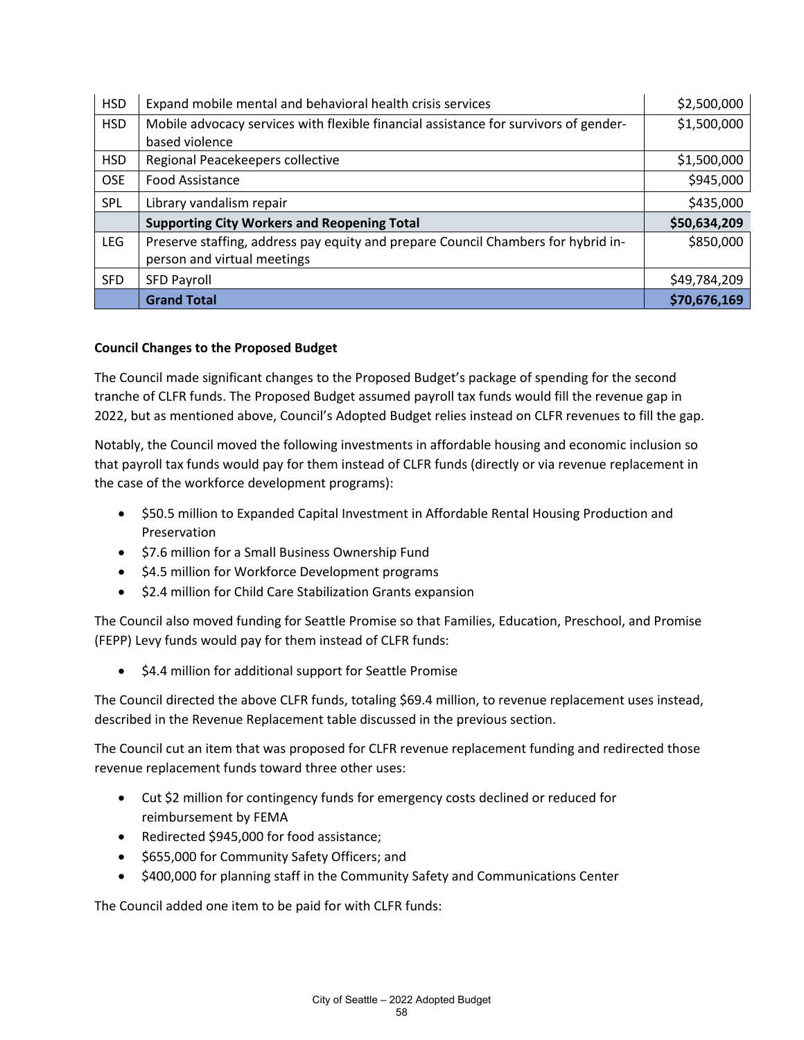| | | |
|---|---|---|
| HSD | Expand mobile mental and behavioral health crisis services | $2,500,000 |
| HSD | Mobile advocacy services with flexible financial assistance for survivors of gender-based violence | $1,500,000 |
| HSD | Regional Peacekeepers collective | $1,500,000 |
| OSE | Food Assistance | $945,000 |
| SPL | Library vandalism repair | $435,000 |
| | **Supporting City Workers and Reopening Total** | **$50,634,209** |
| LEG | Preserve staffing, address pay equity and prepare Council Chambers for hybrid in-person and virtual meetings | $850,000 |
| SFD | SFD Payroll | $49,784,209 |
| | **Grand Total** | **$70,676,169** |

**Council Changes to the Proposed Budget**

The Council made significant changes to the Proposed Budget's package of spending for the second tranche of CLFR funds. The Proposed Budget assumed payroll tax funds would fill the revenue gap in 2022, but as mentioned above, Council's Adopted Budget relies instead on CLFR revenues to fill the gap.

Notably, the Council moved the following investments in affordable housing and economic inclusion so that payroll tax funds would pay for them instead of CLFR funds (directly or via revenue replacement in the case of the workforce development programs):

- $50.5 million to Expanded Capital Investment in Affordable Rental Housing Production and Preservation
- $7.6 million for a Small Business Ownership Fund
- $4.5 million for Workforce Development programs
- $2.4 million for Child Care Stabilization Grants expansion

The Council also moved funding for Seattle Promise so that Families, Education, Preschool, and Promise (FEPP) Levy funds would pay for them instead of CLFR funds:

- $4.4 million for additional support for Seattle Promise

The Council directed the above CLFR funds, totaling $69.4 million, to revenue replacement uses instead, described in the Revenue Replacement table discussed in the previous section.

The Council cut an item that was proposed for CLFR revenue replacement funding and redirected those revenue replacement funds toward three other uses:

- Cut $2 million for contingency funds for emergency costs declined or reduced for reimbursement by FEMA
- Redirected $945,000 for food assistance;
- $655,000 for Community Safety Officers; and
- $400,000 for planning staff in the Community Safety and Communications Center

The Council added one item to be paid for with CLFR funds: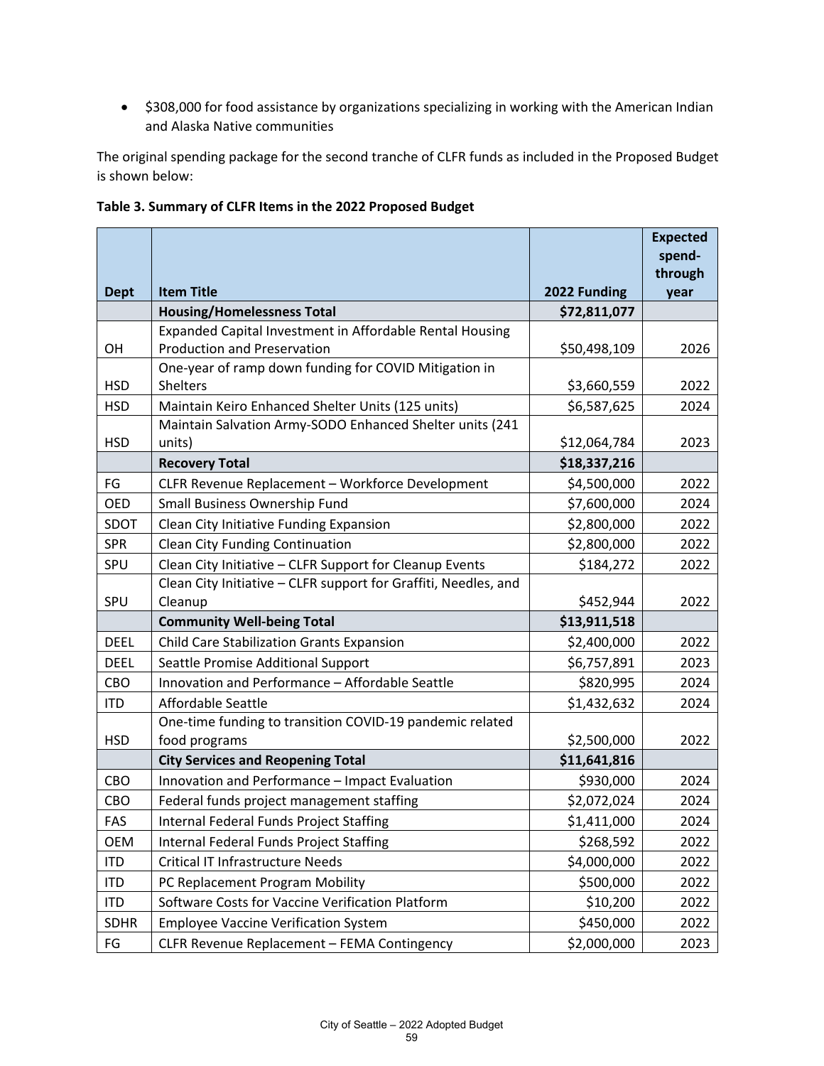- $308,000 for food assistance by organizations specializing in working with the American Indian and Alaska Native communities

The original spending package for the second tranche of CLFR funds as included in the Proposed Budget is shown below:

**Table 3. Summary of CLFR Items in the 2022 Proposed Budget**

| Dept | Item Title | 2022 Funding | Expected spend-through year |
|---|---|---|---|
| | **Housing/Homelessness Total** | **$72,811,077** | |
| OH | Expanded Capital Investment in Affordable Rental Housing Production and Preservation | $50,498,109 | 2026 |
| HSD | One-year of ramp down funding for COVID Mitigation in Shelters | $3,660,559 | 2022 |
| HSD | Maintain Keiro Enhanced Shelter Units (125 units) | $6,587,625 | 2024 |
| HSD | Maintain Salvation Army-SODO Enhanced Shelter units (241 units) | $12,064,784 | 2023 |
| | **Recovery Total** | **$18,337,216** | |
| FG | CLFR Revenue Replacement – Workforce Development | $4,500,000 | 2022 |
| OED | Small Business Ownership Fund | $7,600,000 | 2024 |
| SDOT | Clean City Initiative Funding Expansion | $2,800,000 | 2022 |
| SPR | Clean City Funding Continuation | $2,800,000 | 2022 |
| SPU | Clean City Initiative – CLFR Support for Cleanup Events | $184,272 | 2022 |
| SPU | Clean City Initiative – CLFR support for Graffiti, Needles, and Cleanup | $452,944 | 2022 |
| | **Community Well-being Total** | **$13,911,518** | |
| DEEL | Child Care Stabilization Grants Expansion | $2,400,000 | 2022 |
| DEEL | Seattle Promise Additional Support | $6,757,891 | 2023 |
| CBO | Innovation and Performance – Affordable Seattle | $820,995 | 2024 |
| ITD | Affordable Seattle | $1,432,632 | 2024 |
| HSD | One-time funding to transition COVID-19 pandemic related food programs | $2,500,000 | 2022 |
| | **City Services and Reopening Total** | **$11,641,816** | |
| CBO | Innovation and Performance – Impact Evaluation | $930,000 | 2024 |
| CBO | Federal funds project management staffing | $2,072,024 | 2024 |
| FAS | Internal Federal Funds Project Staffing | $1,411,000 | 2024 |
| OEM | Internal Federal Funds Project Staffing | $268,592 | 2022 |
| ITD | Critical IT Infrastructure Needs | $4,000,000 | 2022 |
| ITD | PC Replacement Program Mobility | $500,000 | 2022 |
| ITD | Software Costs for Vaccine Verification Platform | $10,200 | 2022 |
| SDHR | Employee Vaccine Verification System | $450,000 | 2022 |
| FG | CLFR Revenue Replacement – FEMA Contingency | $2,000,000 | 2023 |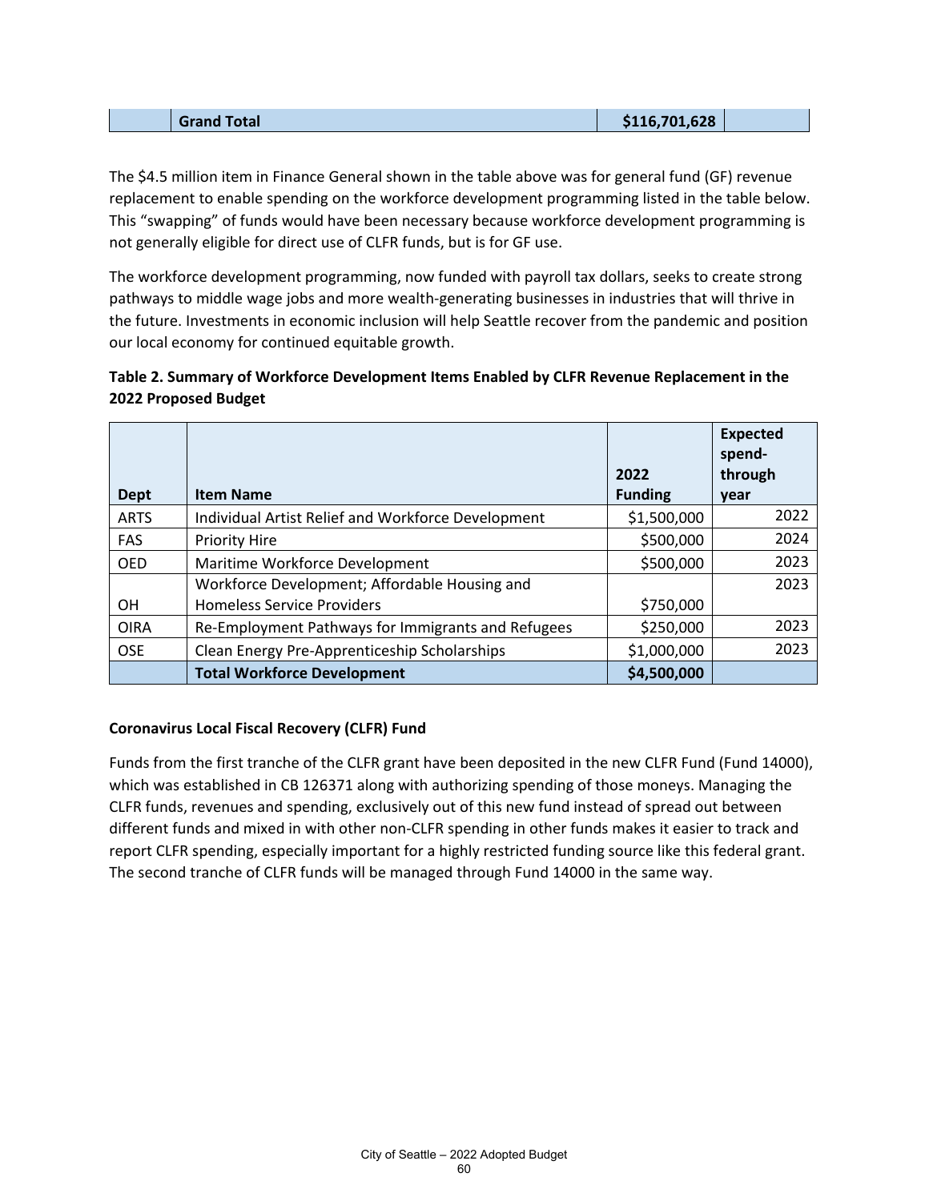| | Grand Total | $116,701,628 | |
|---|---|---|---|

The $4.5 million item in Finance General shown in the table above was for general fund (GF) revenue replacement to enable spending on the workforce development programming listed in the table below. This "swapping" of funds would have been necessary because workforce development programming is not generally eligible for direct use of CLFR funds, but is for GF use.

The workforce development programming, now funded with payroll tax dollars, seeks to create strong pathways to middle wage jobs and more wealth-generating businesses in industries that will thrive in the future. Investments in economic inclusion will help Seattle recover from the pandemic and position our local economy for continued equitable growth.

**Table 2. Summary of Workforce Development Items Enabled by CLFR Revenue Replacement in the 2022 Proposed Budget**

| Dept | Item Name | 2022 Funding | Expected spend-through year |
|---|---|---|---|
| ARTS | Individual Artist Relief and Workforce Development | $1,500,000 | 2022 |
| FAS | Priority Hire | $500,000 | 2024 |
| OED | Maritime Workforce Development | $500,000 | 2023 |
| OH | Workforce Development; Affordable Housing and Homeless Service Providers | $750,000 | 2023 |
| OIRA | Re-Employment Pathways for Immigrants and Refugees | $250,000 | 2023 |
| OSE | Clean Energy Pre-Apprenticeship Scholarships | $1,000,000 | 2023 |
| | **Total Workforce Development** | **$4,500,000** | |

**Coronavirus Local Fiscal Recovery (CLFR) Fund**

Funds from the first tranche of the CLFR grant have been deposited in the new CLFR Fund (Fund 14000), which was established in CB 126371 along with authorizing spending of those moneys. Managing the CLFR funds, revenues and spending, exclusively out of this new fund instead of spread out between different funds and mixed in with other non-CLFR spending in other funds makes it easier to track and report CLFR spending, especially important for a highly restricted funding source like this federal grant. The second tranche of CLFR funds will be managed through Fund 14000 in the same way.